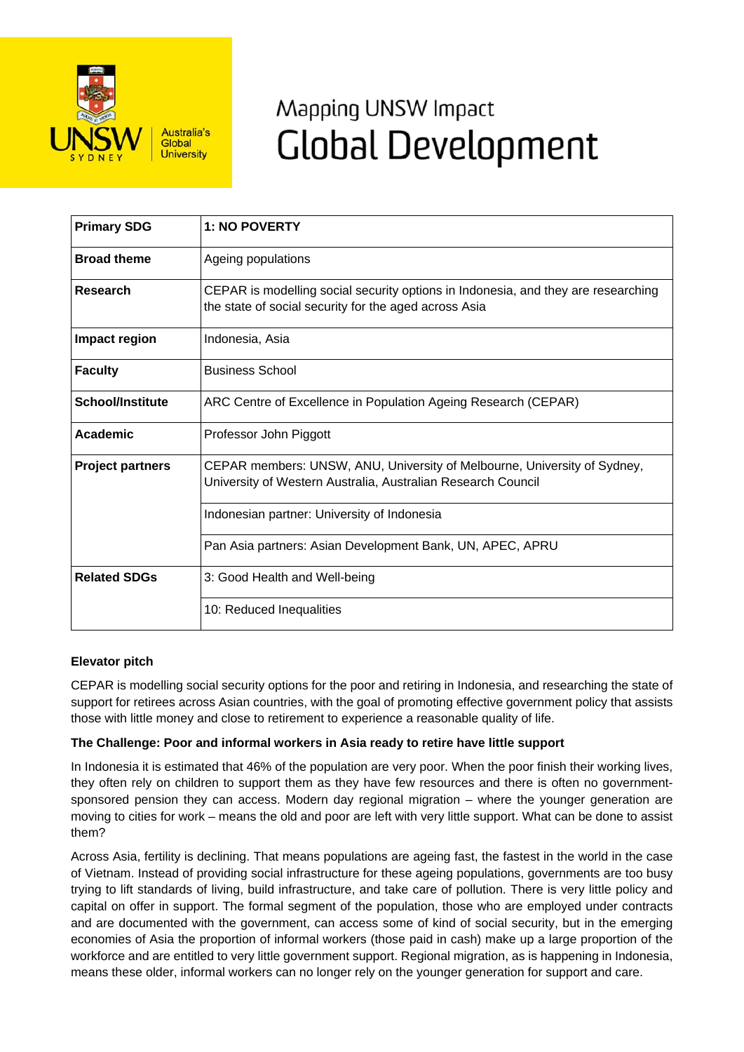# Mapping UNSW Impact
# Global Development

| **Primary SDG** | **1: NO POVERTY** |
|---|---|
| **Broad theme** | Ageing populations |
| **Research** | CEPAR is modelling social security options in Indonesia, and they are researching the state of social security for the aged across Asia |
| **Impact region** | Indonesia, Asia |
| **Faculty** | Business School |
| **School/Institute** | ARC Centre of Excellence in Population Ageing Research (CEPAR) |
| **Academic** | Professor John Piggott |
| **Project partners** | CEPAR members: UNSW, ANU, University of Melbourne, University of Sydney, University of Western Australia, Australian Research Council |
| | Indonesian partner: University of Indonesia |
| | Pan Asia partners: Asian Development Bank, UN, APEC, APRU |
| **Related SDGs** | 3: Good Health and Well-being |
| | 10: Reduced Inequalities |

**Elevator pitch**

CEPAR is modelling social security options for the poor and retiring in Indonesia, and researching the state of support for retirees across Asian countries, with the goal of promoting effective government policy that assists those with little money and close to retirement to experience a reasonable quality of life.

**The Challenge: Poor and informal workers in Asia ready to retire have little support**

In Indonesia it is estimated that 46% of the population are very poor. When the poor finish their working lives, they often rely on children to support them as they have few resources and there is often no government-sponsored pension they can access. Modern day regional migration – where the younger generation are moving to cities for work – means the old and poor are left with very little support. What can be done to assist them?

Across Asia, fertility is declining. That means populations are ageing fast, the fastest in the world in the case of Vietnam. Instead of providing social infrastructure for these ageing populations, governments are too busy trying to lift standards of living, build infrastructure, and take care of pollution. There is very little policy and capital on offer in support. The formal segment of the population, those who are employed under contracts and are documented with the government, can access some of kind of social security, but in the emerging economies of Asia the proportion of informal workers (those paid in cash) make up a large proportion of the workforce and are entitled to very little government support. Regional migration, as is happening in Indonesia, means these older, informal workers can no longer rely on the younger generation for support and care.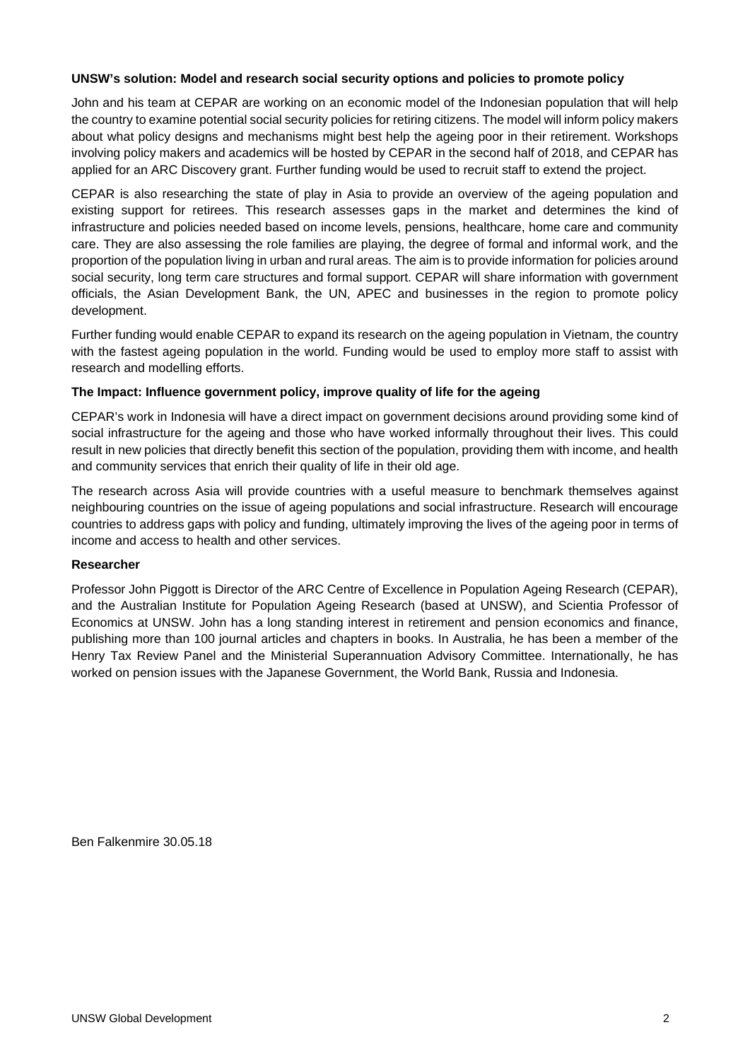**UNSW's solution: Model and research social security options and policies to promote policy**

John and his team at CEPAR are working on an economic model of the Indonesian population that will help the country to examine potential social security policies for retiring citizens. The model will inform policy makers about what policy designs and mechanisms might best help the ageing poor in their retirement. Workshops involving policy makers and academics will be hosted by CEPAR in the second half of 2018, and CEPAR has applied for an ARC Discovery grant. Further funding would be used to recruit staff to extend the project.

CEPAR is also researching the state of play in Asia to provide an overview of the ageing population and existing support for retirees. This research assesses gaps in the market and determines the kind of infrastructure and policies needed based on income levels, pensions, healthcare, home care and community care. They are also assessing the role families are playing, the degree of formal and informal work, and the proportion of the population living in urban and rural areas. The aim is to provide information for policies around social security, long term care structures and formal support. CEPAR will share information with government officials, the Asian Development Bank, the UN, APEC and businesses in the region to promote policy development.

Further funding would enable CEPAR to expand its research on the ageing population in Vietnam, the country with the fastest ageing population in the world. Funding would be used to employ more staff to assist with research and modelling efforts.

**The Impact: Influence government policy, improve quality of life for the ageing**

CEPAR's work in Indonesia will have a direct impact on government decisions around providing some kind of social infrastructure for the ageing and those who have worked informally throughout their lives. This could result in new policies that directly benefit this section of the population, providing them with income, and health and community services that enrich their quality of life in their old age.

The research across Asia will provide countries with a useful measure to benchmark themselves against neighbouring countries on the issue of ageing populations and social infrastructure. Research will encourage countries to address gaps with policy and funding, ultimately improving the lives of the ageing poor in terms of income and access to health and other services.

**Researcher**

Professor John Piggott is Director of the ARC Centre of Excellence in Population Ageing Research (CEPAR), and the Australian Institute for Population Ageing Research (based at UNSW), and Scientia Professor of Economics at UNSW. John has a long standing interest in retirement and pension economics and finance, publishing more than 100 journal articles and chapters in books. In Australia, he has been a member of the Henry Tax Review Panel and the Ministerial Superannuation Advisory Committee. Internationally, he has worked on pension issues with the Japanese Government, the World Bank, Russia and Indonesia.

Ben Falkenmire 30.05.18